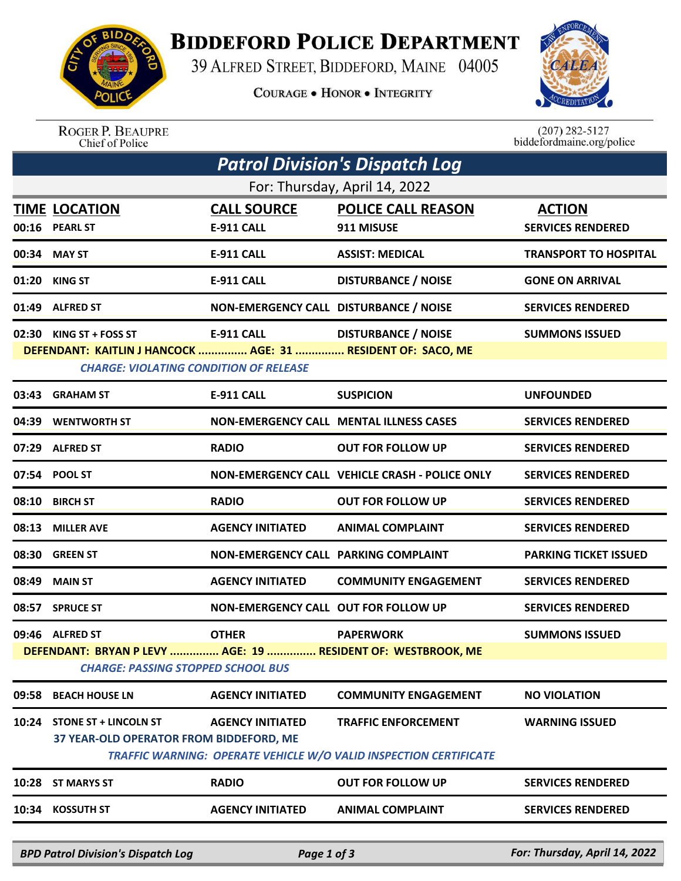# BIDDEFORD POLICE DEPARTMENT

39 ALFRED STREET, BIDDEFORD, MAINE 04005

COURAGE • HONOR • INTEGRITY

ROGER P. BEAUPRE
Chief of Police

(207) 282-5127
biddefordmaine.org/police

## Patrol Division's Dispatch Log

For: Thursday, April 14, 2022

| TIME | LOCATION | CALL SOURCE | POLICE CALL REASON | ACTION |
|---|---|---|---|---|
| 00:16 | PEARL ST | E-911 CALL | 911 MISUSE | SERVICES RENDERED |
| 00:34 | MAY ST | E-911 CALL | ASSIST: MEDICAL | TRANSPORT TO HOSPITAL |
| 01:20 | KING ST | E-911 CALL | DISTURBANCE / NOISE | GONE ON ARRIVAL |
| 01:49 | ALFRED ST | NON-EMERGENCY CALL | DISTURBANCE / NOISE | SERVICES RENDERED |
| 02:30 | KING ST + FOSS ST | E-911 CALL | DISTURBANCE / NOISE | SUMMONS ISSUED |
| | DEFENDANT: KAITLIN J HANCOCK ............... AGE: 31 ............... RESIDENT OF: SACO, ME | | | |
| | *CHARGE: VIOLATING CONDITION OF RELEASE* | | | |
| 03:43 | GRAHAM ST | E-911 CALL | SUSPICION | UNFOUNDED |
| 04:39 | WENTWORTH ST | NON-EMERGENCY CALL | MENTAL ILLNESS CASES | SERVICES RENDERED |
| 07:29 | ALFRED ST | RADIO | OUT FOR FOLLOW UP | SERVICES RENDERED |
| 07:54 | POOL ST | NON-EMERGENCY CALL | VEHICLE CRASH - POLICE ONLY | SERVICES RENDERED |
| 08:10 | BIRCH ST | RADIO | OUT FOR FOLLOW UP | SERVICES RENDERED |
| 08:13 | MILLER AVE | AGENCY INITIATED | ANIMAL COMPLAINT | SERVICES RENDERED |
| 08:30 | GREEN ST | NON-EMERGENCY CALL | PARKING COMPLAINT | PARKING TICKET ISSUED |
| 08:49 | MAIN ST | AGENCY INITIATED | COMMUNITY ENGAGEMENT | SERVICES RENDERED |
| 08:57 | SPRUCE ST | NON-EMERGENCY CALL | OUT FOR FOLLOW UP | SERVICES RENDERED |
| 09:46 | ALFRED ST | OTHER | PAPERWORK | SUMMONS ISSUED |
| | DEFENDANT: BRYAN P LEVY ............... AGE: 19 ............... RESIDENT OF: WESTBROOK, ME | | | |
| | *CHARGE: PASSING STOPPED SCHOOL BUS* | | | |
| 09:58 | BEACH HOUSE LN | AGENCY INITIATED | COMMUNITY ENGAGEMENT | NO VIOLATION |
| 10:24 | STONE ST + LINCOLN ST | AGENCY INITIATED | TRAFFIC ENFORCEMENT | WARNING ISSUED |
| | 37 YEAR-OLD OPERATOR FROM BIDDEFORD, ME | | | |
| | *TRAFFIC WARNING: OPERATE VEHICLE W/O VALID INSPECTION CERTIFICATE* | | | |
| 10:28 | ST MARYS ST | RADIO | OUT FOR FOLLOW UP | SERVICES RENDERED |
| 10:34 | KOSSUTH ST | AGENCY INITIATED | ANIMAL COMPLAINT | SERVICES RENDERED |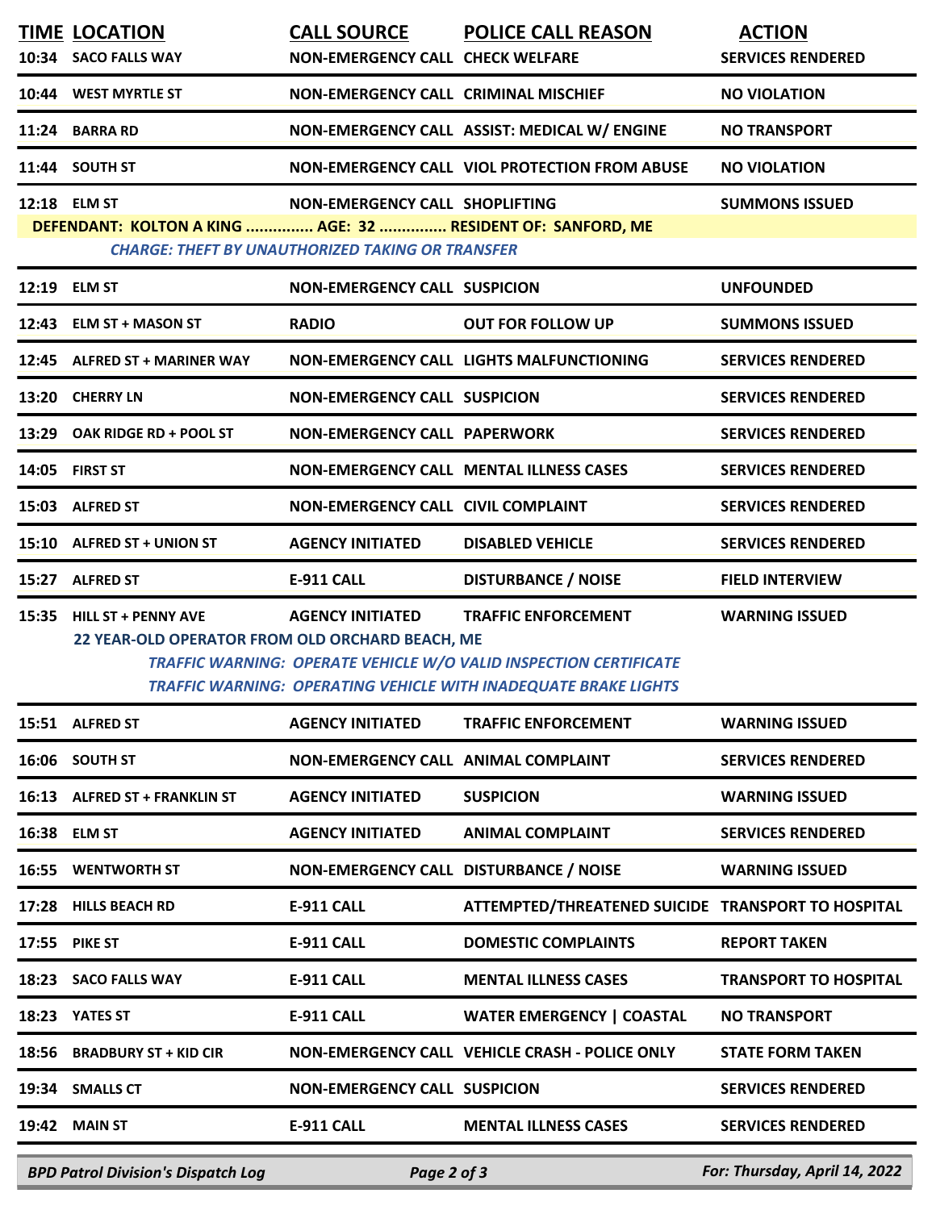| TIME | LOCATION | CALL SOURCE | POLICE CALL REASON | ACTION |
|---|---|---|---|---|
| 10:34 | SACO FALLS WAY | NON-EMERGENCY CALL | CHECK WELFARE | SERVICES RENDERED |
| 10:44 | WEST MYRTLE ST | NON-EMERGENCY CALL | CRIMINAL MISCHIEF | NO VIOLATION |
| 11:24 | BARRA RD | NON-EMERGENCY CALL | ASSIST: MEDICAL W/ ENGINE | NO TRANSPORT |
| 11:44 | SOUTH ST | NON-EMERGENCY CALL | VIOL PROTECTION FROM ABUSE | NO VIOLATION |
| 12:18 | ELM ST | NON-EMERGENCY CALL | SHOPLIFTING | SUMMONS ISSUED |
| | DEFENDANT: KOLTON A KING ............... AGE: 32 ............... RESIDENT OF: SANFORD, ME | | | |
| | *CHARGE: THEFT BY UNAUTHORIZED TAKING OR TRANSFER* | | | |
| 12:19 | ELM ST | NON-EMERGENCY CALL | SUSPICION | UNFOUNDED |
| 12:43 | ELM ST + MASON ST | RADIO | OUT FOR FOLLOW UP | SUMMONS ISSUED |
| 12:45 | ALFRED ST + MARINER WAY | NON-EMERGENCY CALL | LIGHTS MALFUNCTIONING | SERVICES RENDERED |
| 13:20 | CHERRY LN | NON-EMERGENCY CALL | SUSPICION | SERVICES RENDERED |
| 13:29 | OAK RIDGE RD + POOL ST | NON-EMERGENCY CALL | PAPERWORK | SERVICES RENDERED |
| 14:05 | FIRST ST | NON-EMERGENCY CALL | MENTAL ILLNESS CASES | SERVICES RENDERED |
| 15:03 | ALFRED ST | NON-EMERGENCY CALL | CIVIL COMPLAINT | SERVICES RENDERED |
| 15:10 | ALFRED ST + UNION ST | AGENCY INITIATED | DISABLED VEHICLE | SERVICES RENDERED |
| 15:27 | ALFRED ST | E-911 CALL | DISTURBANCE / NOISE | FIELD INTERVIEW |
| 15:35 | HILL ST + PENNY AVE | AGENCY INITIATED | TRAFFIC ENFORCEMENT | WARNING ISSUED |
| | 22 YEAR-OLD OPERATOR FROM OLD ORCHARD BEACH, ME | | | |
| | *TRAFFIC WARNING: OPERATE VEHICLE W/O VALID INSPECTION CERTIFICATE* | | | |
| | *TRAFFIC WARNING: OPERATING VEHICLE WITH INADEQUATE BRAKE LIGHTS* | | | |
| 15:51 | ALFRED ST | AGENCY INITIATED | TRAFFIC ENFORCEMENT | WARNING ISSUED |
| 16:06 | SOUTH ST | NON-EMERGENCY CALL | ANIMAL COMPLAINT | SERVICES RENDERED |
| 16:13 | ALFRED ST + FRANKLIN ST | AGENCY INITIATED | SUSPICION | WARNING ISSUED |
| 16:38 | ELM ST | AGENCY INITIATED | ANIMAL COMPLAINT | SERVICES RENDERED |
| 16:55 | WENTWORTH ST | NON-EMERGENCY CALL | DISTURBANCE / NOISE | WARNING ISSUED |
| 17:28 | HILLS BEACH RD | E-911 CALL | ATTEMPTED/THREATENED SUICIDE | TRANSPORT TO HOSPITAL |
| 17:55 | PIKE ST | E-911 CALL | DOMESTIC COMPLAINTS | REPORT TAKEN |
| 18:23 | SACO FALLS WAY | E-911 CALL | MENTAL ILLNESS CASES | TRANSPORT TO HOSPITAL |
| 18:23 | YATES ST | E-911 CALL | WATER EMERGENCY \| COASTAL | NO TRANSPORT |
| 18:56 | BRADBURY ST + KID CIR | NON-EMERGENCY CALL | VEHICLE CRASH - POLICE ONLY | STATE FORM TAKEN |
| 19:34 | SMALLS CT | NON-EMERGENCY CALL | SUSPICION | SERVICES RENDERED |
| 19:42 | MAIN ST | E-911 CALL | MENTAL ILLNESS CASES | SERVICES RENDERED |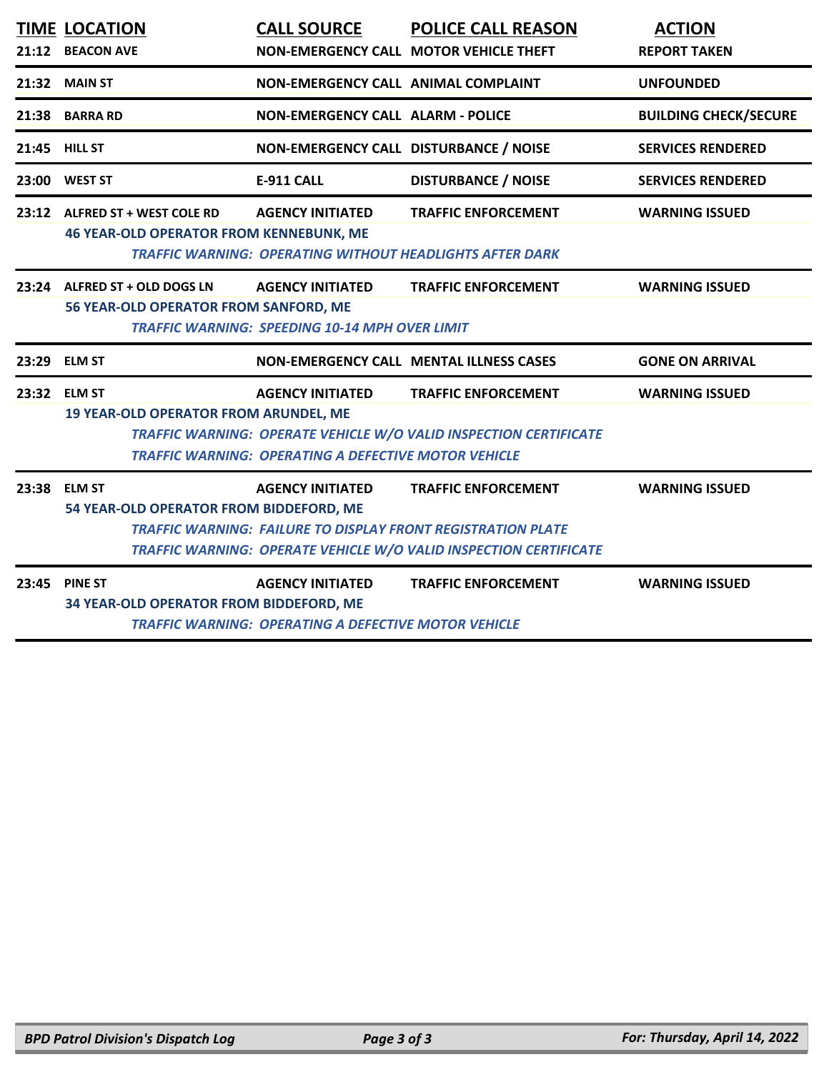| TIME | LOCATION | CALL SOURCE | POLICE CALL REASON | ACTION |
|---|---|---|---|---|
| 21:12 | BEACON AVE | NON-EMERGENCY CALL | MOTOR VEHICLE THEFT | REPORT TAKEN |
| 21:32 | MAIN ST | NON-EMERGENCY CALL | ANIMAL COMPLAINT | UNFOUNDED |
| 21:38 | BARRA RD | NON-EMERGENCY CALL | ALARM - POLICE | BUILDING CHECK/SECURE |
| 21:45 | HILL ST | NON-EMERGENCY CALL | DISTURBANCE / NOISE | SERVICES RENDERED |
| 23:00 | WEST ST | E-911 CALL | DISTURBANCE / NOISE | SERVICES RENDERED |
| 23:12 | ALFRED ST + WEST COLE RD | AGENCY INITIATED | TRAFFIC ENFORCEMENT | WARNING ISSUED |
| | 46 YEAR-OLD OPERATOR FROM KENNEBUNK, ME | | | |
| | | *TRAFFIC WARNING: OPERATING WITHOUT HEADLIGHTS AFTER DARK* | | |
| 23:24 | ALFRED ST + OLD DOGS LN | AGENCY INITIATED | TRAFFIC ENFORCEMENT | WARNING ISSUED |
| | 56 YEAR-OLD OPERATOR FROM SANFORD, ME | | | |
| | | *TRAFFIC WARNING: SPEEDING 10-14 MPH OVER LIMIT* | | |
| 23:29 | ELM ST | NON-EMERGENCY CALL | MENTAL ILLNESS CASES | GONE ON ARRIVAL |
| 23:32 | ELM ST | AGENCY INITIATED | TRAFFIC ENFORCEMENT | WARNING ISSUED |
| | 19 YEAR-OLD OPERATOR FROM ARUNDEL, ME | | | |
| | | *TRAFFIC WARNING: OPERATE VEHICLE W/O VALID INSPECTION CERTIFICATE* | | |
| | | *TRAFFIC WARNING: OPERATING A DEFECTIVE MOTOR VEHICLE* | | |
| 23:38 | ELM ST | AGENCY INITIATED | TRAFFIC ENFORCEMENT | WARNING ISSUED |
| | 54 YEAR-OLD OPERATOR FROM BIDDEFORD, ME | | | |
| | | *TRAFFIC WARNING: FAILURE TO DISPLAY FRONT REGISTRATION PLATE* | | |
| | | *TRAFFIC WARNING: OPERATE VEHICLE W/O VALID INSPECTION CERTIFICATE* | | |
| 23:45 | PINE ST | AGENCY INITIATED | TRAFFIC ENFORCEMENT | WARNING ISSUED |
| | 34 YEAR-OLD OPERATOR FROM BIDDEFORD, ME | | | |
| | | *TRAFFIC WARNING: OPERATING A DEFECTIVE MOTOR VEHICLE* | | |